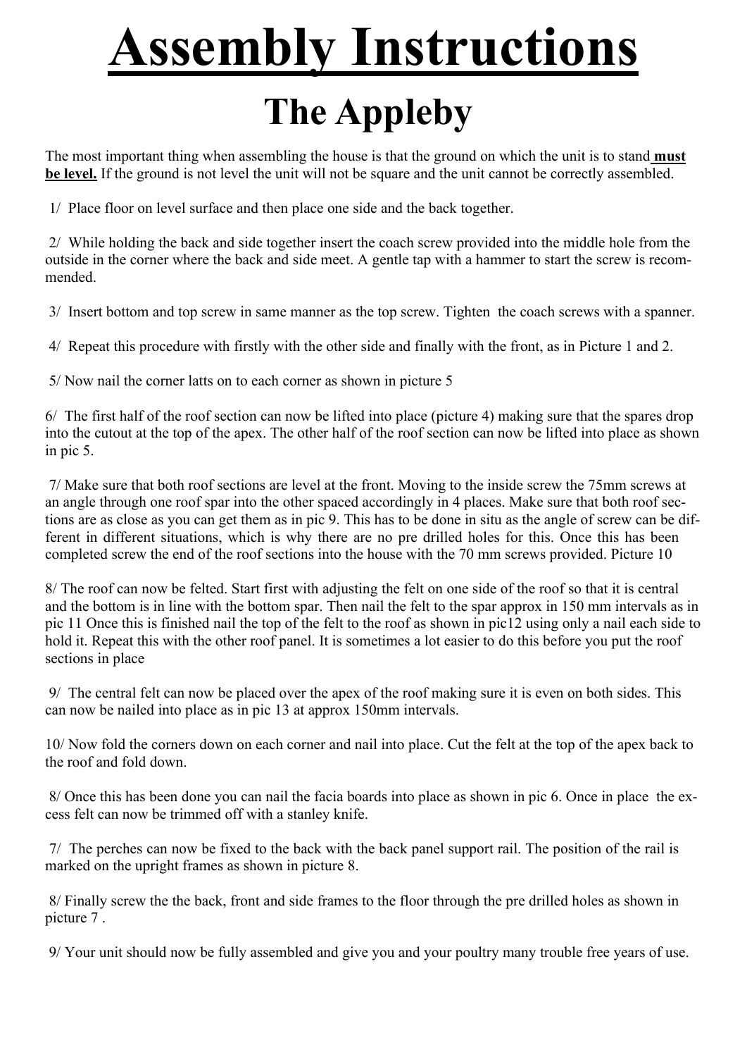# Assembly Instructions

## The Appleby

The most important thing when assembling the house is that the ground on which the unit is to stand **must be level.** If the ground is not level the unit will not be square and the unit cannot be correctly assembled.

1/ Place floor on level surface and then place one side and the back together.

2/ While holding the back and side together insert the coach screw provided into the middle hole from the outside in the corner where the back and side meet. A gentle tap with a hammer to start the screw is recommended.

3/ Insert bottom and top screw in same manner as the top screw. Tighten the coach screws with a spanner.

4/ Repeat this procedure with firstly with the other side and finally with the front, as in Picture 1 and 2.

5/ Now nail the corner latts on to each corner as shown in picture 5

6/ The first half of the roof section can now be lifted into place (picture 4) making sure that the spares drop into the cutout at the top of the apex. The other half of the roof section can now be lifted into place as shown in pic 5.

7/ Make sure that both roof sections are level at the front. Moving to the inside screw the 75mm screws at an angle through one roof spar into the other spaced accordingly in 4 places. Make sure that both roof sections are as close as you can get them as in pic 9. This has to be done in situ as the angle of screw can be different in different situations, which is why there are no pre drilled holes for this. Once this has been completed screw the end of the roof sections into the house with the 70 mm screws provided. Picture 10

8/ The roof can now be felted. Start first with adjusting the felt on one side of the roof so that it is central and the bottom is in line with the bottom spar. Then nail the felt to the spar approx in 150 mm intervals as in pic 11 Once this is finished nail the top of the felt to the roof as shown in pic12 using only a nail each side to hold it. Repeat this with the other roof panel. It is sometimes a lot easier to do this before you put the roof sections in place

9/ The central felt can now be placed over the apex of the roof making sure it is even on both sides. This can now be nailed into place as in pic 13 at approx 150mm intervals.

10/ Now fold the corners down on each corner and nail into place. Cut the felt at the top of the apex back to the roof and fold down.

8/ Once this has been done you can nail the facia boards into place as shown in pic 6. Once in place the excess felt can now be trimmed off with a stanley knife.

7/ The perches can now be fixed to the back with the back panel support rail. The position of the rail is marked on the upright frames as shown in picture 8.

8/ Finally screw the the back, front and side frames to the floor through the pre drilled holes as shown in picture 7 .

9/ Your unit should now be fully assembled and give you and your poultry many trouble free years of use.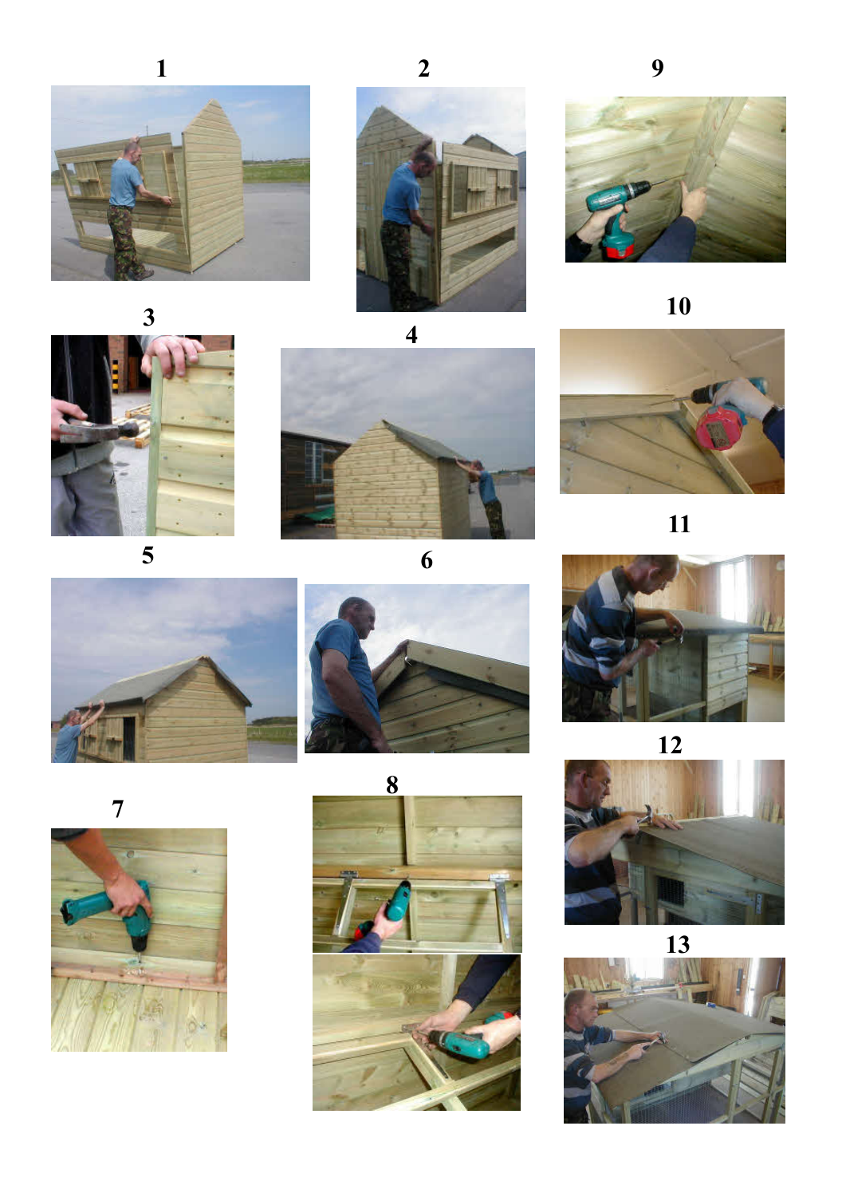1

2

9

3

4

10

11

5

6

12

7

8

13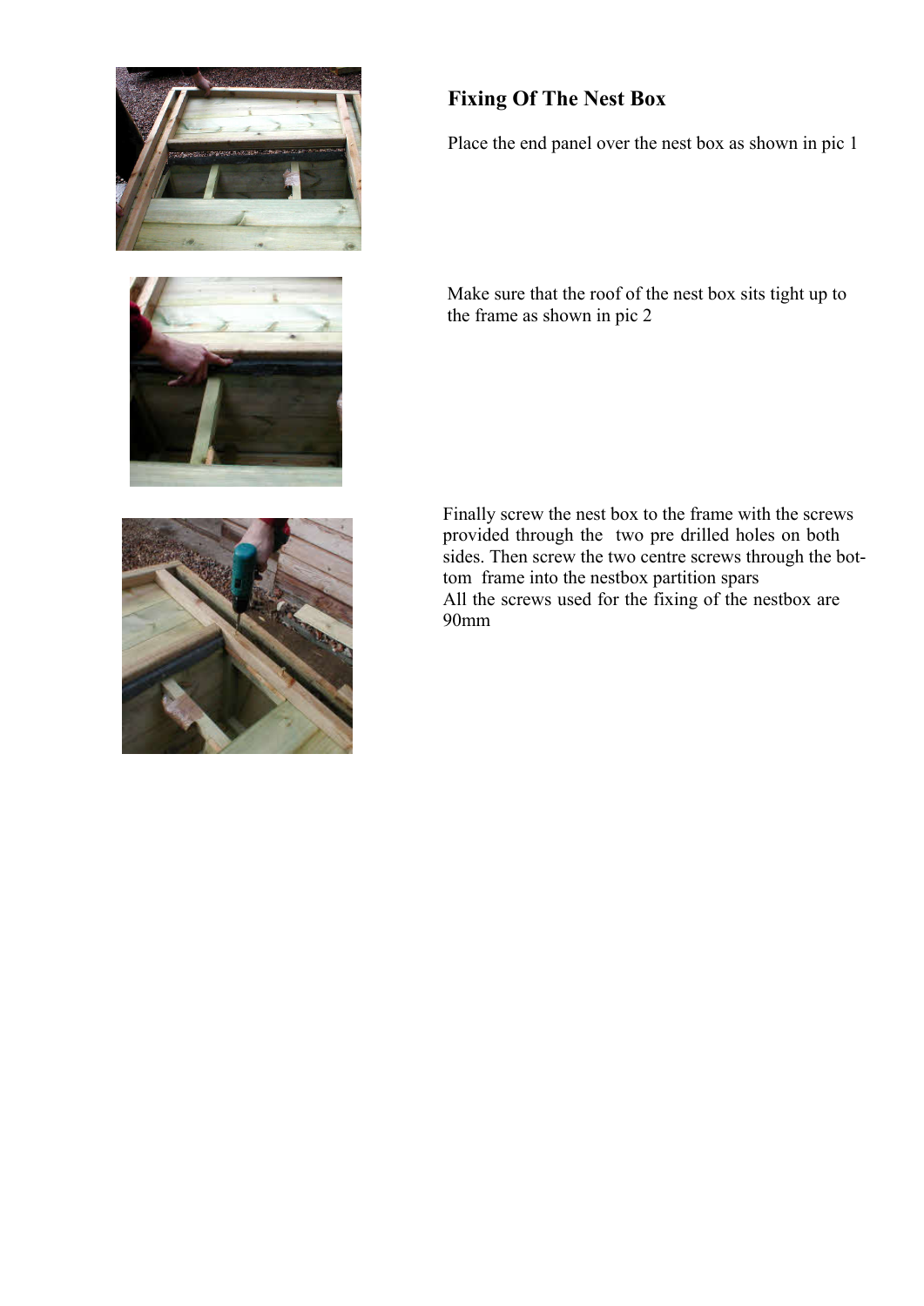## Fixing Of The Nest Box

Place the end panel over the nest box as shown in pic 1

Make sure that the roof of the nest box sits tight up to the frame as shown in pic 2

Finally screw the nest box to the frame with the screws provided through the two pre drilled holes on both sides. Then screw the two centre screws through the bottom frame into the nestbox partition spars
All the screws used for the fixing of the nestbox are 90mm